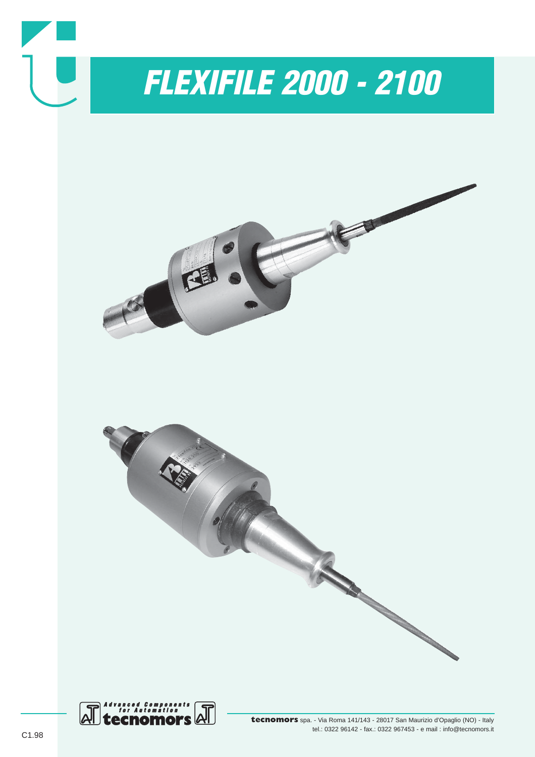# FLEXIFILE 2000 - 2100

Advanced Components for Automation

**tecnomors**

**tecnomors** spa. - Via Roma 141/143 - 28017 San Maurizio d'Opaglio (NO) - Italy
tel.: 0322 96142 - fax.: 0322 967453 - e mail : info@tecnomors.it

C1.98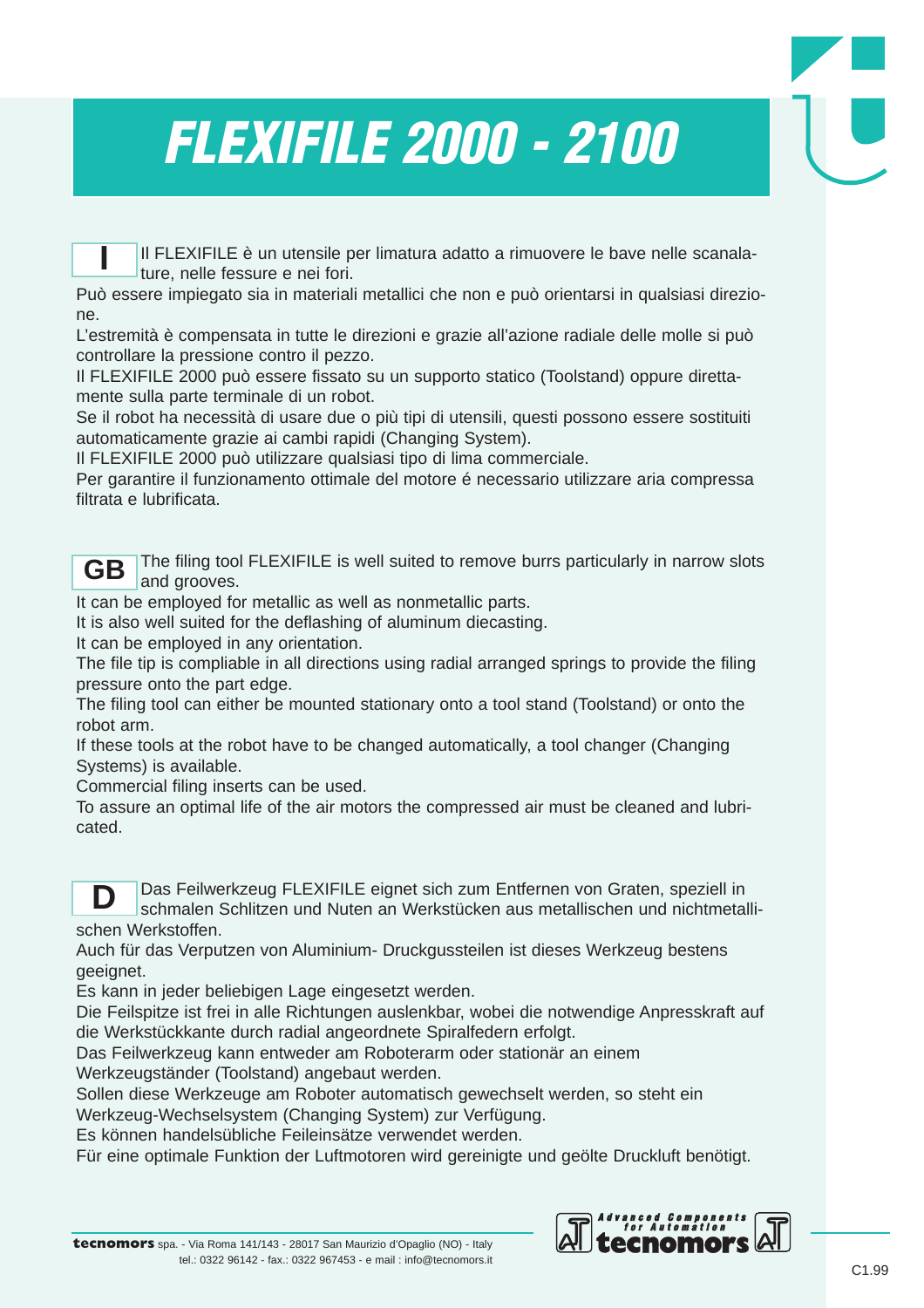# FLEXIFILE 2000 - 2100

**I** Il FLEXIFILE è un utensile per limatura adatto a rimuovere le bave nelle scanalature, nelle fessure e nei fori.
Può essere impiegato sia in materiali metallici che non e può orientarsi in qualsiasi direzione.
L'estremità è compensata in tutte le direzioni e grazie all'azione radiale delle molle si può controllare la pressione contro il pezzo.
Il FLEXIFILE 2000 può essere fissato su un supporto statico (Toolstand) oppure direttamente sulla parte terminale di un robot.
Se il robot ha necessità di usare due o più tipi di utensili, questi possono essere sostituiti automaticamente grazie ai cambi rapidi (Changing System).
Il FLEXIFILE 2000 può utilizzare qualsiasi tipo di lima commerciale.
Per garantire il funzionamento ottimale del motore é necessario utilizzare aria compressa filtrata e lubrificata.

**GB** The filing tool FLEXIFILE is well suited to remove burrs particularly in narrow slots and grooves.
It can be employed for metallic as well as nonmetallic parts.
It is also well suited for the deflashing of aluminum diecasting.
It can be employed in any orientation.
The file tip is compliable in all directions using radial arranged springs to provide the filing pressure onto the part edge.
The filing tool can either be mounted stationary onto a tool stand (Toolstand) or onto the robot arm.
If these tools at the robot have to be changed automatically, a tool changer (Changing Systems) is available.
Commercial filing inserts can be used.
To assure an optimal life of the air motors the compressed air must be cleaned and lubricated.

**D** Das Feilwerkzeug FLEXIFILE eignet sich zum Entfernen von Graten, speziell in schmalen Schlitzen und Nuten an Werkstücken aus metallischen und nichtmetallischen Werkstoffen.
Auch für das Verputzen von Aluminium- Druckgussteilen ist dieses Werkzeug bestens geeignet.
Es kann in jeder beliebigen Lage eingesetzt werden.
Die Feilspitze ist frei in alle Richtungen auslenkbar, wobei die notwendige Anpresskraft auf die Werkstückkante durch radial angeordnete Spiralfedern erfolgt.
Das Feilwerkzeug kann entweder am Roboterarm oder stationär an einem Werkzeugständer (Toolstand) angebaut werden.
Sollen diese Werkzeuge am Roboter automatisch gewechselt werden, so steht ein Werkzeug-Wechselsystem (Changing System) zur Verfügung.
Es können handelsübliche Feileinsätze verwendet werden.
Für eine optimale Funktion der Luftmotoren wird gereinigte und geölte Druckluft benötigt.

**tecnomors** spa. - Via Roma 141/143 - 28017 San Maurizio d'Opaglio (NO) - Italy
tel.: 0322 96142 - fax.: 0322 967453 - e mail : info@tecnomors.it

Advanced Components for Automation tecnomors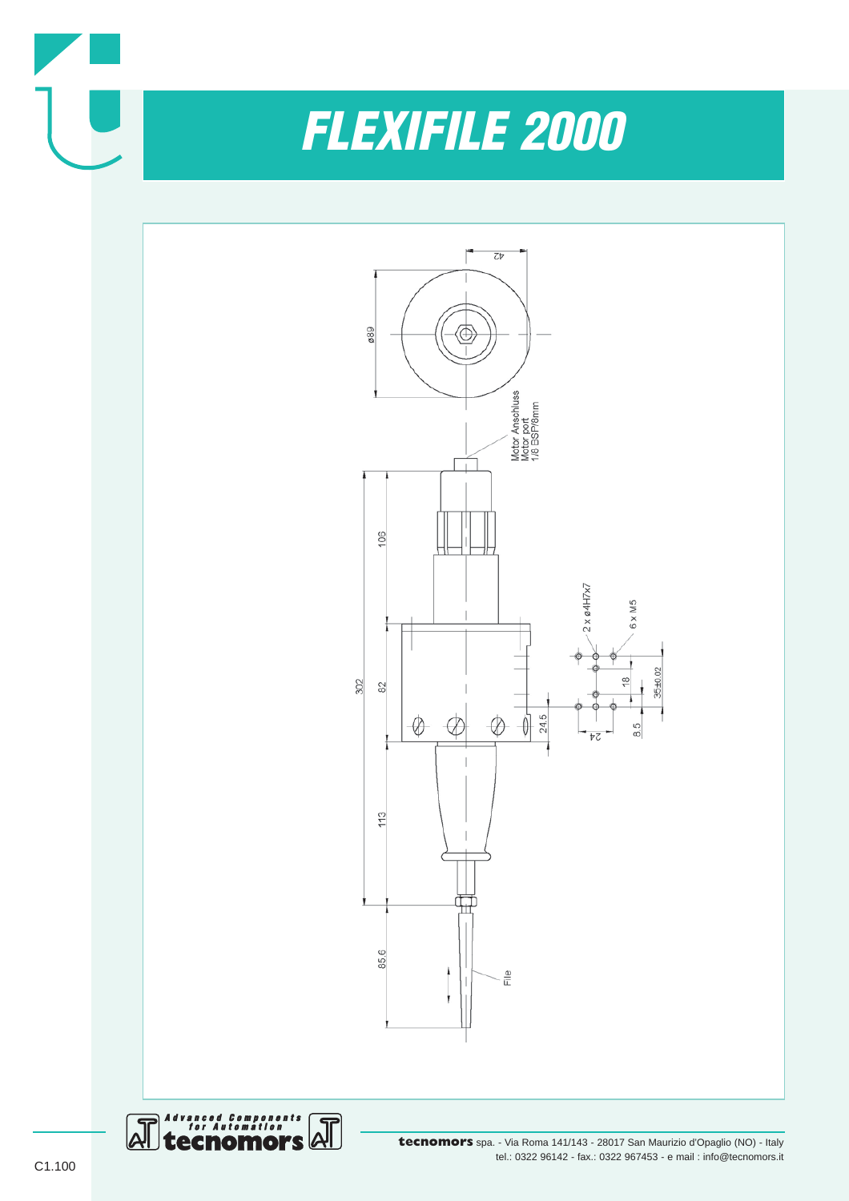# FLEXIFILE 2000

ø89

42

Motor Anschluss
Motor port
1/8 BSP/8mm

302

106

82

113

85.6

2 x ø4H7x7

6 x M5

18

35±0.02

24.5

24

8.5

File

**tecnomors** spa. - Via Roma 141/143 - 28017 San Maurizio d'Opaglio (NO) - Italy
tel.: 0322 96142 - fax.: 0322 967453 - e mail : info@tecnomors.it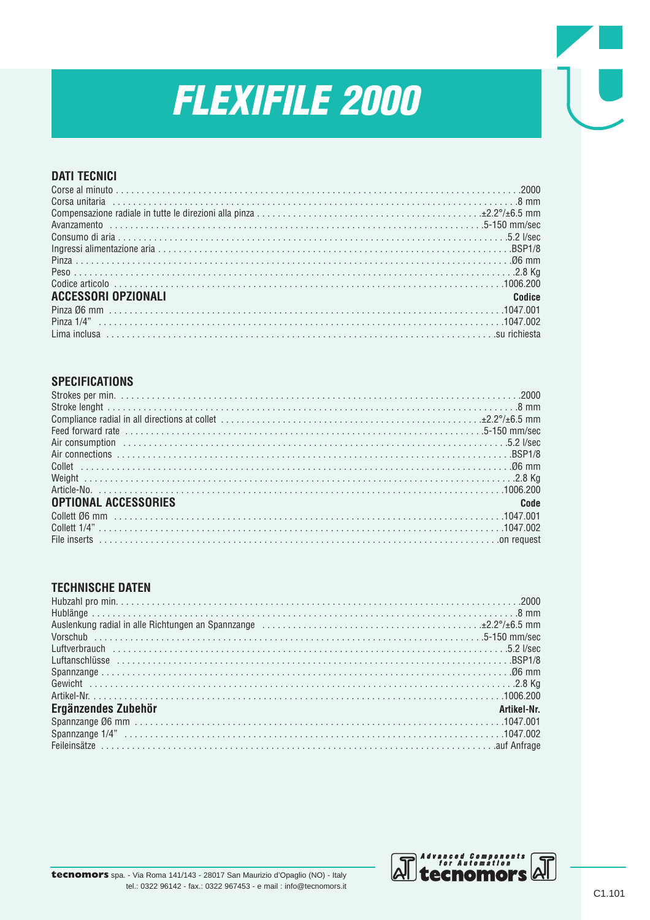# FLEXIFILE 2000

## DATI TECNICI

| | |
|---|---|
| Corse al minuto | 2000 |
| Corsa unitaria | 8 mm |
| Compensazione radiale in tutte le direzioni alla pinza | ±2.2°/±6.5 mm |
| Avanzamento | 5-150 mm/sec |
| Consumo di aria | 5.2 l/sec |
| Ingressi alimentazione aria | BSP1/8 |
| Pinza | Ø6 mm |
| Peso | 2.8 Kg |
| Codice articolo | 1006.200 |

| ACCESSORI OPZIONALI | Codice |
|---|---|
| Pinza Ø6 mm | 1047.001 |
| Pinza 1/4" | 1047.002 |
| Lima inclusa | su richiesta |

## SPECIFICATIONS

| | |
|---|---|
| Strokes per min. | 2000 |
| Stroke lenght | 8 mm |
| Compliance radial in all directions at collet | ±2.2°/±6.5 mm |
| Feed forward rate | 5-150 mm/sec |
| Air consumption | 5.2 l/sec |
| Air connections | BSP1/8 |
| Collet | Ø6 mm |
| Weight | 2.8 Kg |
| Article-No. | 1006.200 |

| OPTIONAL ACCESSORIES | Code |
|---|---|
| Collett Ø6 mm | 1047.001 |
| Collett 1/4" | 1047.002 |
| File inserts | on request |

## TECHNISCHE DATEN

| | |
|---|---|
| Hubzahl pro min. | 2000 |
| Hublänge | 8 mm |
| Auslenkung radial in alle Richtungen an Spannzange | ±2.2°/±6.5 mm |
| Vorschub | 5-150 mm/sec |
| Luftverbrauch | 5.2 l/sec |
| Luftanschlüsse | BSP1/8 |
| Spannzange | Ø6 mm |
| Gewicht | 2.8 Kg |
| Artikel-Nr. | 1006.200 |

| Ergänzendes Zubehör | Artikel-Nr. |
|---|---|
| Spannzange Ø6 mm | 1047.001 |
| Spannzange 1/4" | 1047.002 |
| Feileinsätze | auf Anfrage |

**tecnomors** spa. - Via Roma 141/143 - 28017 San Maurizio d'Opaglio (NO) - Italy
tel.: 0322 96142 - fax.: 0322 967453 - e mail : info@tecnomors.it

Advanced Components for Automation tecnomors

C1.101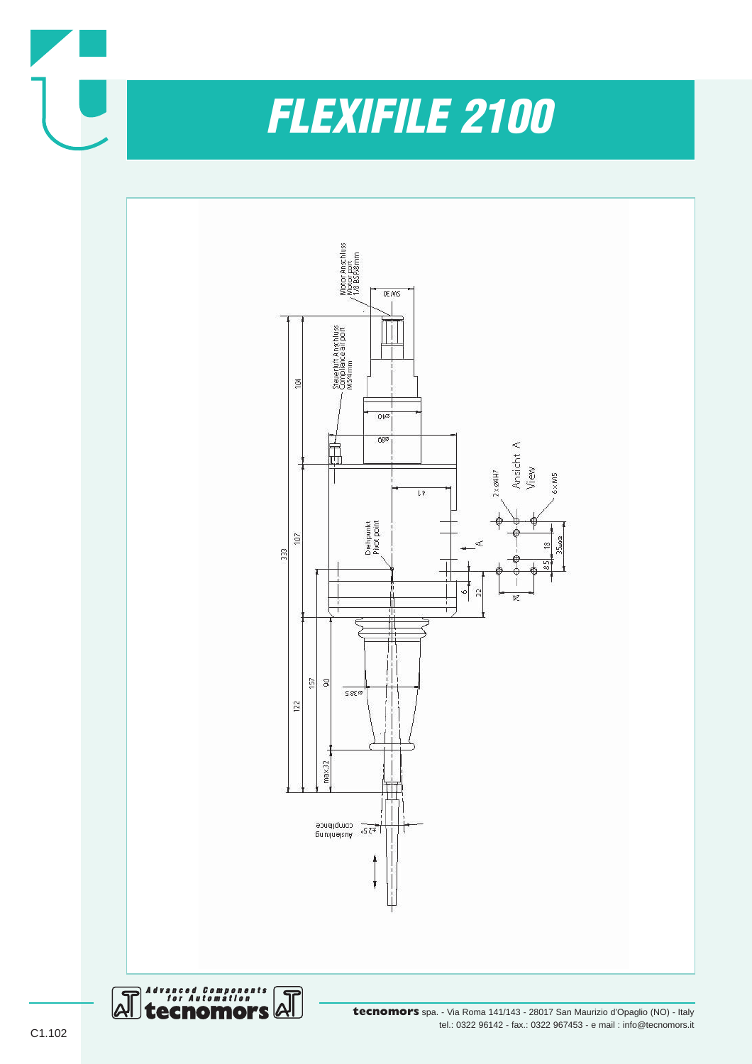# FLEXIFILE 2100

Motor Anschluss
Motor port
1/8 BSP/8mm

SW 30

Steuerluft Anschluss
Compliance air port
M5/4mm

ø40

ø89

41

2 x ø4H7

Ansicht A
View

6 x M5

Drehpunkt
Pivot point

A

333

104

107

122

157

90

6

32

18

35±0.05

8.5

24

ø38.5

max.32

Auslenkung
compliance

±2.5°

tecnomors spa. - Via Roma 141/143 - 28017 San Maurizio d'Opaglio (NO) - Italy
tel.: 0322 96142 - fax.: 0322 967453 - e mail : info@tecnomors.it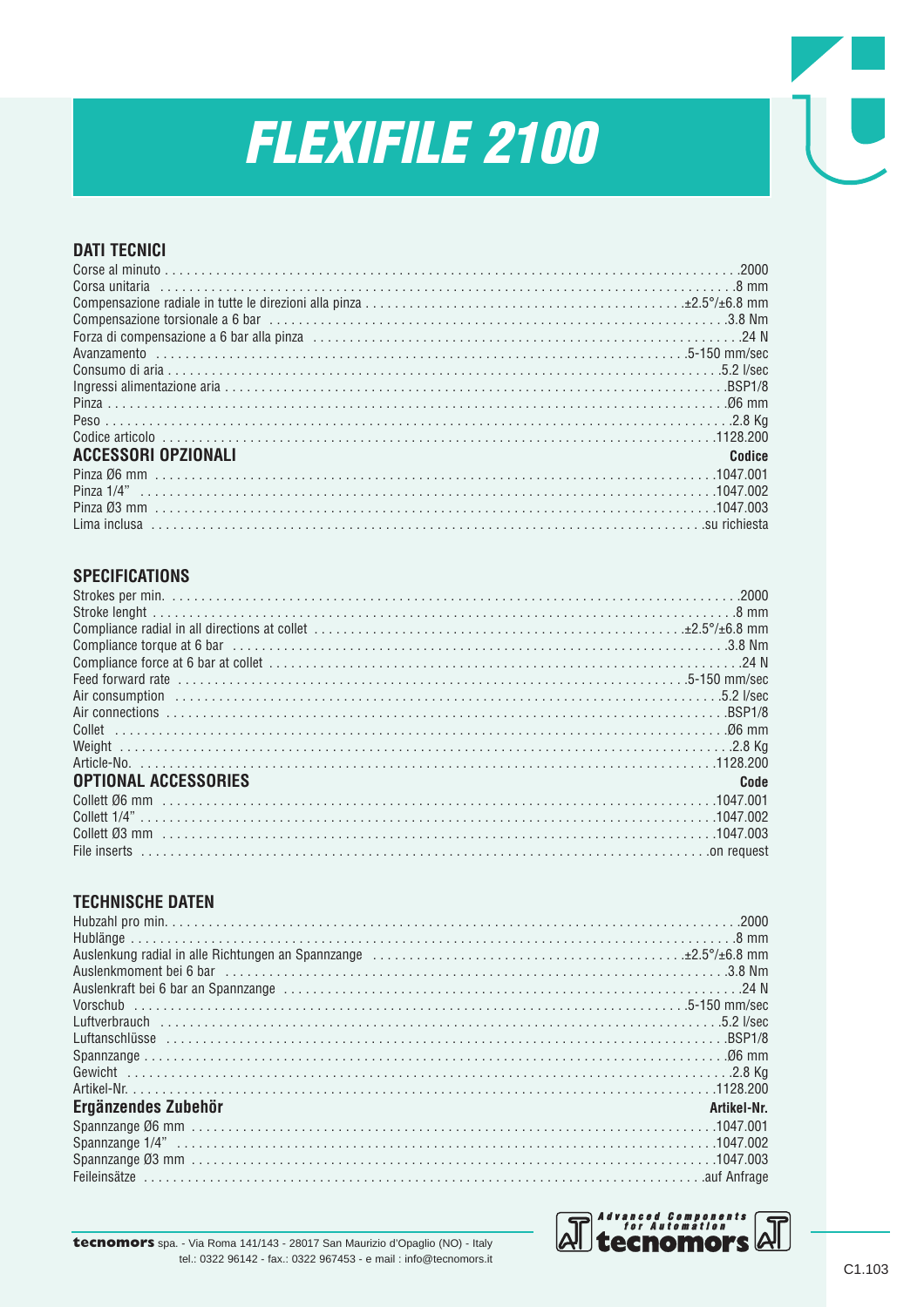# FLEXIFILE 2100

## DATI TECNICI

| | |
|---|---|
| Corse al minuto | 2000 |
| Corsa unitaria | 8 mm |
| Compensazione radiale in tutte le direzioni alla pinza | ±2.5°/±6.8 mm |
| Compensazione torsionale a 6 bar | 3.8 Nm |
| Forza di compensazione a 6 bar alla pinza | 24 N |
| Avanzamento | 5-150 mm/sec |
| Consumo di aria | 5.2 l/sec |
| Ingressi alimentazione aria | BSP1/8 |
| Pinza | Ø6 mm |
| Peso | 2.8 Kg |
| Codice articolo | 1128.200 |

## ACCESSORI OPZIONALI

| | Codice |
|---|---|
| Pinza Ø6 mm | 1047.001 |
| Pinza 1/4" | 1047.002 |
| Pinza Ø3 mm | 1047.003 |
| Lima inclusa | su richiesta |

## SPECIFICATIONS

| | |
|---|---|
| Strokes per min. | 2000 |
| Stroke lenght | 8 mm |
| Compliance radial in all directions at collet | ±2.5°/±6.8 mm |
| Compliance torque at 6 bar | 3.8 Nm |
| Compliance force at 6 bar at collet | 24 N |
| Feed forward rate | 5-150 mm/sec |
| Air consumption | 5.2 l/sec |
| Air connections | BSP1/8 |
| Collet | Ø6 mm |
| Weight | 2.8 Kg |
| Article-No. | 1128.200 |

## OPTIONAL ACCESSORIES

| | Code |
|---|---|
| Collett Ø6 mm | 1047.001 |
| Collett 1/4" | 1047.002 |
| Collett Ø3 mm | 1047.003 |
| File inserts | on request |

## TECHNISCHE DATEN

| | |
|---|---|
| Hubzahl pro min. | 2000 |
| Hublänge | 8 mm |
| Auslenkung radial in alle Richtungen an Spannzange | ±2.5°/±6.8 mm |
| Auslenkmoment bei 6 bar | 3.8 Nm |
| Auslenkraft bei 6 bar an Spannzange | 24 N |
| Vorschub | 5-150 mm/sec |
| Luftverbrauch | 5.2 l/sec |
| Luftanschlüsse | BSP1/8 |
| Spannzange | Ø6 mm |
| Gewicht | 2.8 Kg |
| Artikel-Nr. | 1128.200 |

## Ergänzendes Zubehör

| | Artikel-Nr. |
|---|---|
| Spannzange Ø6 mm | 1047.001 |
| Spannzange 1/4" | 1047.002 |
| Spannzange Ø3 mm | 1047.003 |
| Feileinsätze | auf Anfrage |

**tecnomors** spa. - Via Roma 141/143 - 28017 San Maurizio d'Opaglio (NO) - Italy
tel.: 0322 96142 - fax.: 0322 967453 - e mail : info@tecnomors.it

Advanced Components for Automation
tecnomors